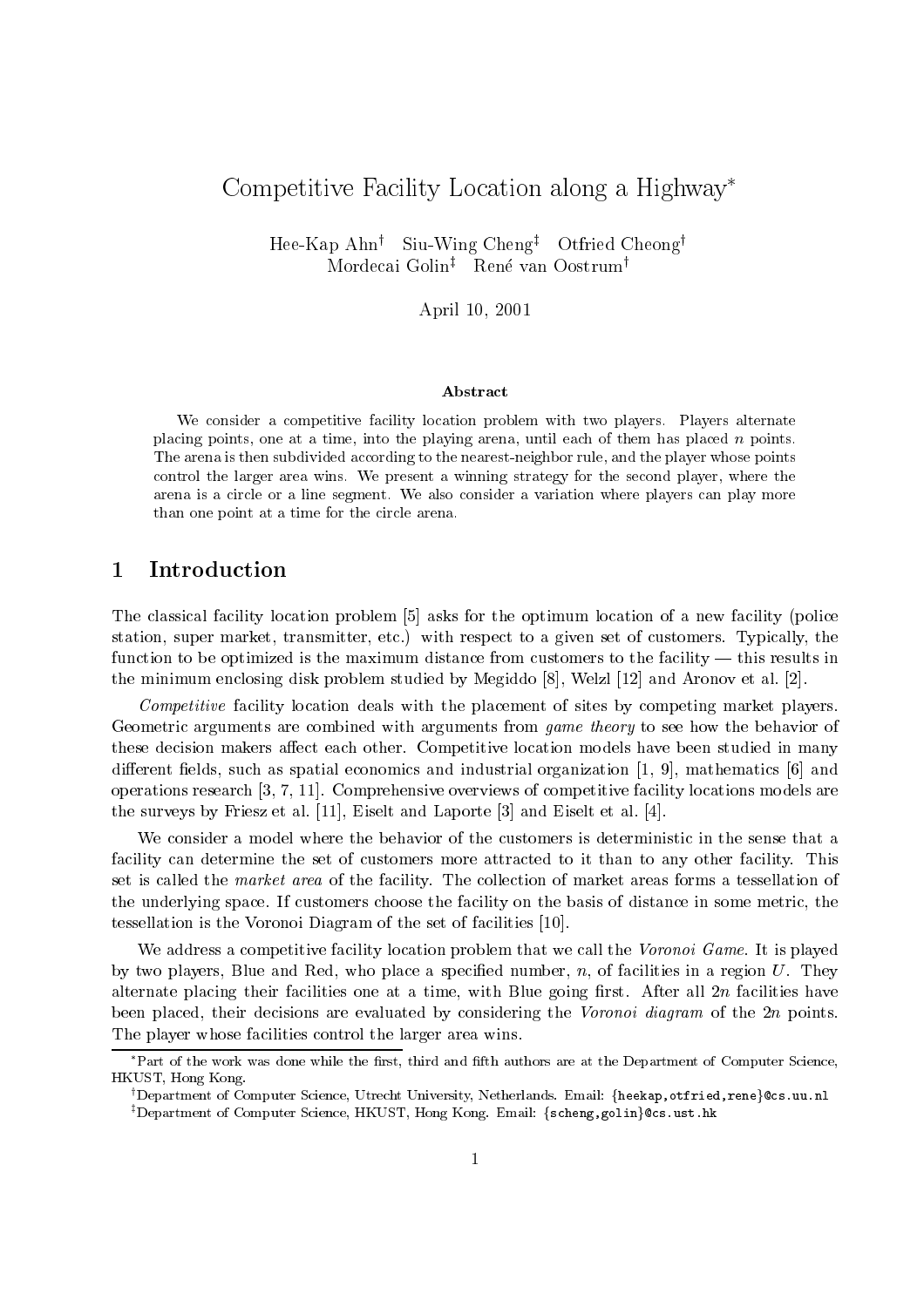# Competitive Facility Location along a Highway*

Hee-Kap Ahn† Siu-Wing Cheng‡ Otfried Cheong†
Mordecai Golin‡ René van Oostrum†

April 10, 2001

### Abstract

We consider a competitive facility location problem with two players. Players alternate placing points, one at a time, into the playing arena, until each of them has placed $n$ points. The arena is then subdivided according to the nearest-neighbor rule, and the player whose points control the larger area wins. We present a winning strategy for the second player, where the arena is a circle or a line segment. We also consider a variation where players can play more than one point at a time for the circle arena.

## 1 Introduction

The classical facility location problem [5] asks for the optimum location of a new facility (police station, super market, transmitter, etc.) with respect to a given set of customers. Typically, the function to be optimized is the maximum distance from customers to the facility — this results in the minimum enclosing disk problem studied by Megiddo [8], Welzl [12] and Aronov et al. [2].

*Competitive* facility location deals with the placement of sites by competing market players. Geometric arguments are combined with arguments from *game theory* to see how the behavior of these decision makers affect each other. Competitive location models have been studied in many different fields, such as spatial economics and industrial organization [1, 9], mathematics [6] and operations research [3, 7, 11]. Comprehensive overviews of competitive facility locations models are the surveys by Friesz et al. [11], Eiselt and Laporte [3] and Eiselt et al. [4].

We consider a model where the behavior of the customers is deterministic in the sense that a facility can determine the set of customers more attracted to it than to any other facility. This set is called the *market area* of the facility. The collection of market areas forms a tessellation of the underlying space. If customers choose the facility on the basis of distance in some metric, the tessellation is the Voronoi Diagram of the set of facilities [10].

We address a competitive facility location problem that we call the *Voronoi Game*. It is played by two players, Blue and Red, who place a specified number, $n$, of facilities in a region $U$. They alternate placing their facilities one at a time, with Blue going first. After all $2n$ facilities have been placed, their decisions are evaluated by considering the *Voronoi diagram* of the $2n$ points. The player whose facilities control the larger area wins.

---

*Part of the work was done while the first, third and fifth authors are at the Department of Computer Science, HKUST, Hong Kong.

†Department of Computer Science, Utrecht University, Netherlands. Email: {heekap,otfried,rene}@cs.uu.nl

‡Department of Computer Science, HKUST, Hong Kong. Email: {scheng,golin}@cs.ust.hk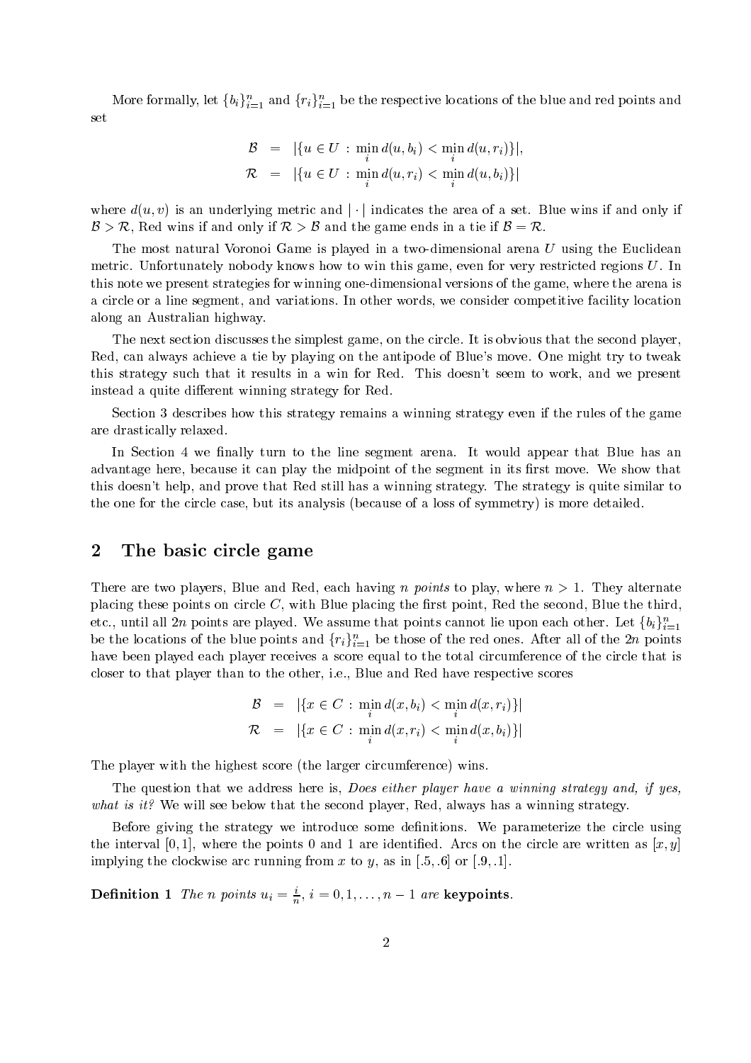More formally, let $\{b_i\}_{i=1}^n$ and $\{r_i\}_{i=1}^n$ be the respective locations of the blue and red points and set

$$
\begin{aligned}
\mathcal{B} &= |\{u \in U \,:\, \min_i d(u, b_i) < \min_i d(u, r_i)\}|, \\
\mathcal{R} &= |\{u \in U \,:\, \min_i d(u, r_i) < \min_i d(u, b_i)\}|
\end{aligned}
$$

where $d(u, v)$ is an underlying metric and $|\cdot|$ indicates the area of a set. Blue wins if and only if $\mathcal{B} > \mathcal{R}$, Red wins if and only if $\mathcal{R} > \mathcal{B}$ and the game ends in a tie if $\mathcal{B} = \mathcal{R}$.

The most natural Voronoi Game is played in a two-dimensional arena $U$ using the Euclidean metric. Unfortunately nobody knows how to win this game, even for very restricted regions $U$. In this note we present strategies for winning one-dimensional versions of the game, where the arena is a circle or a line segment, and variations. In other words, we consider competitive facility location along an Australian highway.

The next section discusses the simplest game, on the circle. It is obvious that the second player, Red, can always achieve a tie by playing on the antipode of Blue's move. One might try to tweak this strategy such that it results in a win for Red. This doesn't seem to work, and we present instead a quite different winning strategy for Red.

Section 3 describes how this strategy remains a winning strategy even if the rules of the game are drastically relaxed.

In Section 4 we finally turn to the line segment arena. It would appear that Blue has an advantage here, because it can play the midpoint of the segment in its first move. We show that this doesn't help, and prove that Red still has a winning strategy. The strategy is quite similar to the one for the circle case, but its analysis (because of a loss of symmetry) is more detailed.

## 2 The basic circle game

There are two players, Blue and Red, each having *n points* to play, where $n > 1$. They alternate placing these points on circle $C$, with Blue placing the first point, Red the second, Blue the third, etc., until all $2n$ points are played. We assume that points cannot lie upon each other. Let $\{b_i\}_{i=1}^n$ be the locations of the blue points and $\{r_i\}_{i=1}^n$ be those of the red ones. After all of the $2n$ points have been played each player receives a score equal to the total circumference of the circle that is closer to that player than to the other, i.e., Blue and Red have respective scores

$$
\begin{aligned}
\mathcal{B} &= |\{x \in C \,:\, \min_i d(x, b_i) < \min_i d(x, r_i)\}| \\
\mathcal{R} &= |\{x \in C \,:\, \min_i d(x, r_i) < \min_i d(x, b_i)\}|
\end{aligned}
$$

The player with the highest score (the larger circumference) wins.

The question that we address here is, *Does either player have a winning strategy and, if yes, what is it?* We will see below that the second player, Red, always has a winning strategy.

Before giving the strategy we introduce some definitions. We parameterize the circle using the interval $[0, 1]$, where the points 0 and 1 are identified. Arcs on the circle are written as $[x, y]$ implying the clockwise arc running from $x$ to $y$, as in $[.5, .6]$ or $[.9, .1]$.

**Definition 1** *The $n$ points $u_i = \frac{i}{n}$, $i = 0, 1, \ldots, n-1$ are* **keypoints**.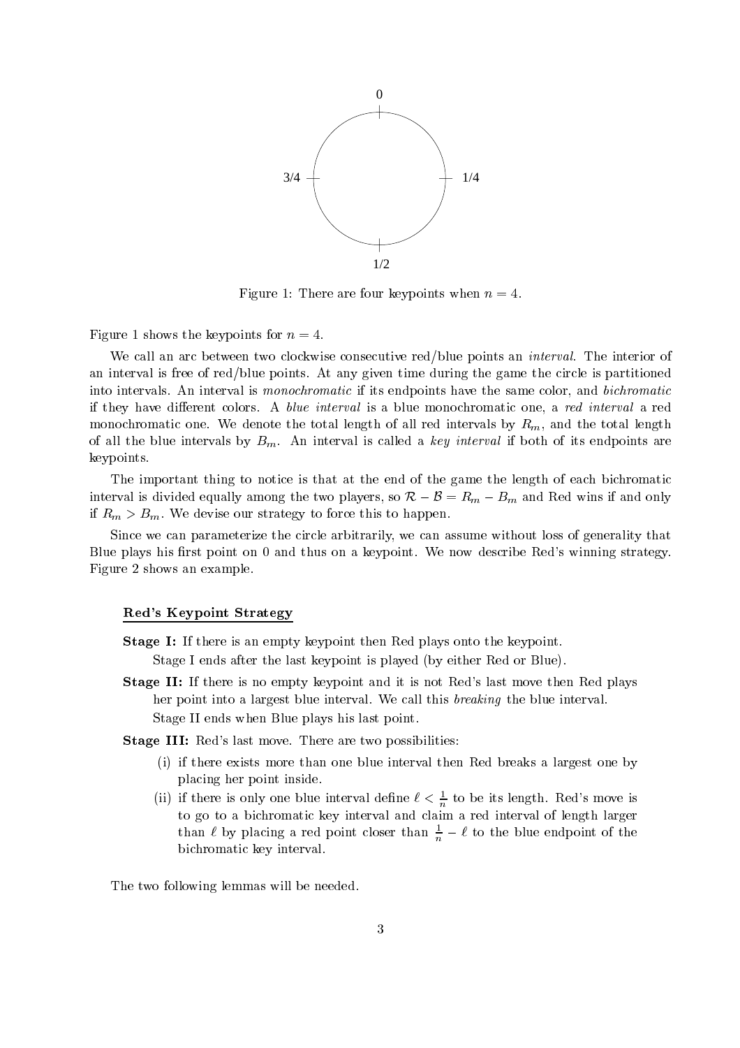Figure 1: There are four keypoints when $n = 4$.

Figure 1 shows the keypoints for $n = 4$.

We call an arc between two clockwise consecutive red/blue points an *interval*. The interior of an interval is free of red/blue points. At any given time during the game the circle is partitioned into intervals. An interval is *monochromatic* if its endpoints have the same color, and *bichromatic* if they have different colors. A *blue interval* is a blue monochromatic one, a *red interval* a red monochromatic one. We denote the total length of all red intervals by $R_m$, and the total length of all the blue intervals by $B_m$. An interval is called a *key interval* if both of its endpoints are keypoints.

The important thing to notice is that at the end of the game the length of each bichromatic interval is divided equally among the two players, so $\mathcal{R} - \mathcal{B} = R_m - B_m$ and Red wins if and only if $R_m > B_m$. We devise our strategy to force this to happen.

Since we can parameterize the circle arbitrarily, we can assume without loss of generality that Blue plays his first point on 0 and thus on a keypoint. We now describe Red's winning strategy. Figure 2 shows an example.

**Red's Keypoint Strategy**

**Stage I:** If there is an empty keypoint then Red plays onto the keypoint.
Stage I ends after the last keypoint is played (by either Red or Blue).

**Stage II:** If there is no empty keypoint and it is not Red's last move then Red plays her point into a largest blue interval. We call this *breaking* the blue interval.
Stage II ends when Blue plays his last point.

**Stage III:** Red's last move. There are two possibilities:

- (i) if there exists more than one blue interval then Red breaks a largest one by placing her point inside.
- (ii) if there is only one blue interval define $\ell < \frac{1}{n}$ to be its length. Red's move is to go to a bichromatic key interval and claim a red interval of length larger than $\ell$ by placing a red point closer than $\frac{1}{n} - \ell$ to the blue endpoint of the bichromatic key interval.

The two following lemmas will be needed.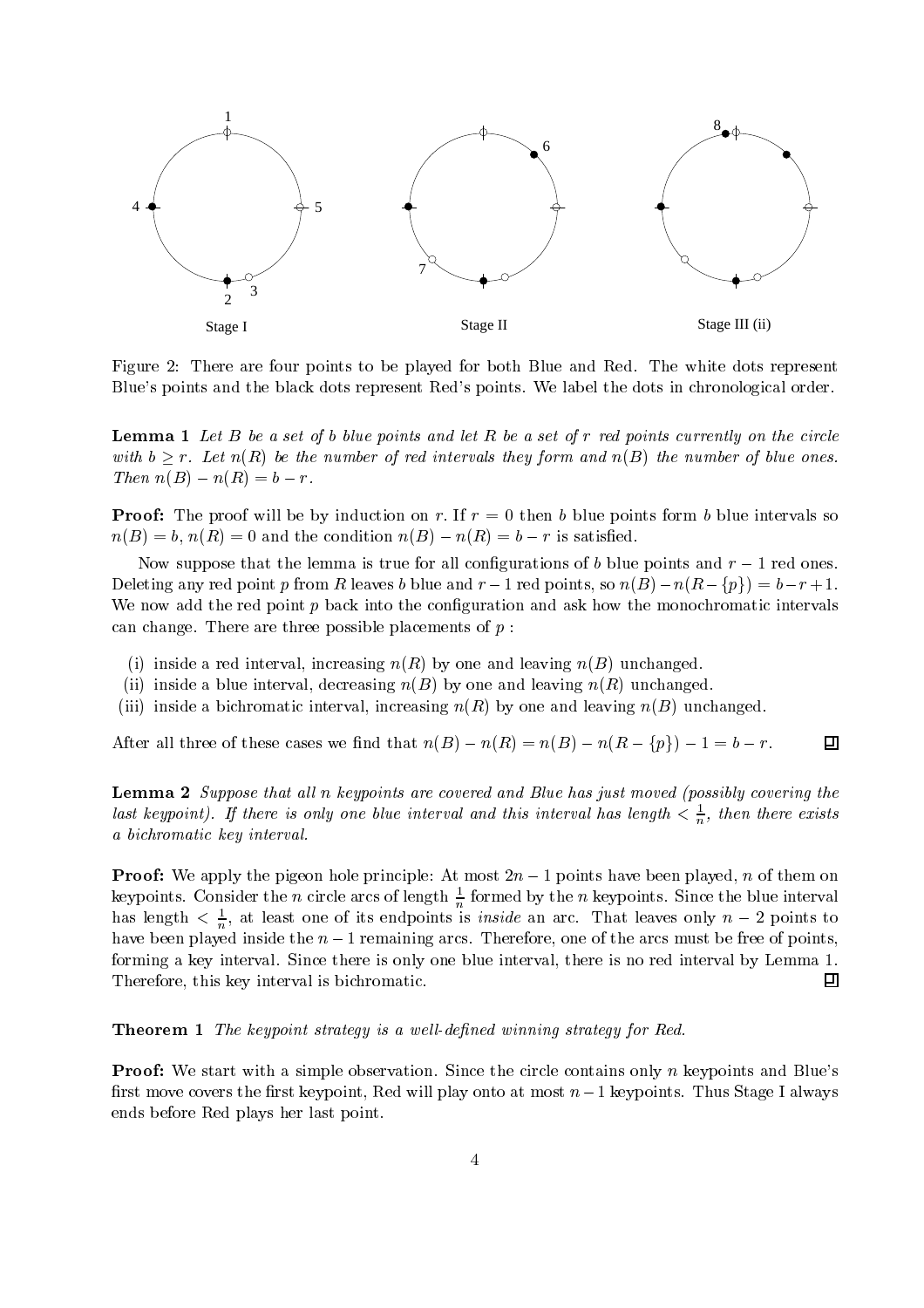Figure 2: There are four points to be played for both Blue and Red. The white dots represent Blue's points and the black dots represent Red's points. We label the dots in chronological order.

**Lemma 1** *Let $B$ be a set of $b$ blue points and let $R$ be a set of $r$ red points currently on the circle with $b \geq r$. Let $n(R)$ be the number of red intervals they form and $n(B)$ the number of blue ones. Then $n(B) - n(R) = b - r$.*

**Proof:** The proof will be by induction on $r$. If $r = 0$ then $b$ blue points form $b$ blue intervals so $n(B) = b$, $n(R) = 0$ and the condition $n(B) - n(R) = b - r$ is satisfied.

Now suppose that the lemma is true for all configurations of $b$ blue points and $r - 1$ red ones. Deleting any red point $p$ from $R$ leaves $b$ blue and $r - 1$ red points, so $n(B) - n(R - \{p\}) = b - r + 1$. We now add the red point $p$ back into the configuration and ask how the monochromatic intervals can change. There are three possible placements of $p$ :

- (i) inside a red interval, increasing $n(R)$ by one and leaving $n(B)$ unchanged.
- (ii) inside a blue interval, decreasing $n(B)$ by one and leaving $n(R)$ unchanged.
- (iii) inside a bichromatic interval, increasing $n(R)$ by one and leaving $n(B)$ unchanged.

After all three of these cases we find that $n(B) - n(R) = n(B) - n(R - \{p\}) - 1 = b - r$. ◻

**Lemma 2** *Suppose that all $n$ keypoints are covered and Blue has just moved (possibly covering the last keypoint). If there is only one blue interval and this interval has length $< \frac{1}{n}$, then there exists a bichromatic key interval.*

**Proof:** We apply the pigeon hole principle: At most $2n - 1$ points have been played, $n$ of them on keypoints. Consider the $n$ circle arcs of length $\frac{1}{n}$ formed by the $n$ keypoints. Since the blue interval has length $< \frac{1}{n}$, at least one of its endpoints is *inside* an arc. That leaves only $n - 2$ points to have been played inside the $n - 1$ remaining arcs. Therefore, one of the arcs must be free of points, forming a key interval. Since there is only one blue interval, there is no red interval by Lemma 1. Therefore, this key interval is bichromatic. ◻

**Theorem 1** *The keypoint strategy is a well-defined winning strategy for Red.*

**Proof:** We start with a simple observation. Since the circle contains only $n$ keypoints and Blue's first move covers the first keypoint, Red will play onto at most $n - 1$ keypoints. Thus Stage I always ends before Red plays her last point.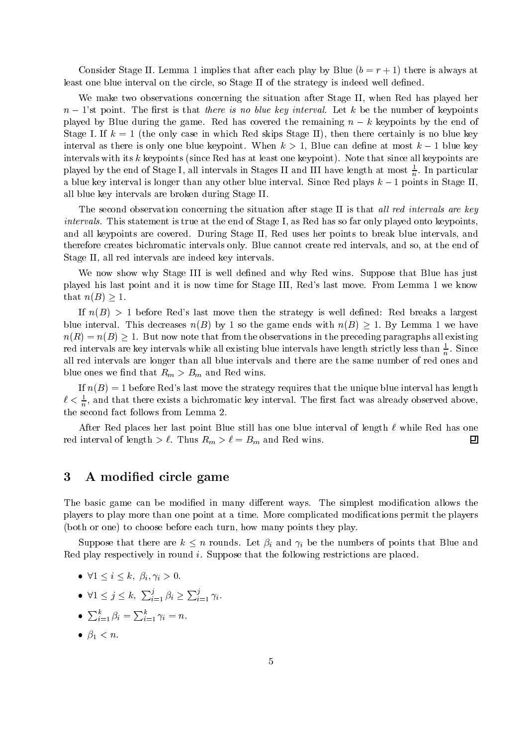Consider Stage II. Lemma 1 implies that after each play by Blue ($b = r + 1$) there is always at least one blue interval on the circle, so Stage II of the strategy is indeed well defined.

We make two observations concerning the situation after Stage II, when Red has played her $n-1$'st point. The first is that *there is no blue key interval*. Let $k$ be the number of keypoints played by Blue during the game. Red has covered the remaining $n - k$ keypoints by the end of Stage I. If $k = 1$ (the only case in which Red skips Stage II), then there certainly is no blue key interval as there is only one blue keypoint. When $k > 1$, Blue can define at most $k - 1$ blue key intervals with its $k$ keypoints (since Red has at least one keypoint). Note that since all keypoints are played by the end of Stage I, all intervals in Stages II and III have length at most $\frac{1}{n}$. In particular a blue key interval is longer than any other blue interval. Since Red plays $k - 1$ points in Stage II, all blue key intervals are broken during Stage II.

The second observation concerning the situation after stage II is that *all red intervals are key intervals*. This statement is true at the end of Stage I, as Red has so far only played onto keypoints, and all keypoints are covered. During Stage II, Red uses her points to break blue intervals, and therefore creates bichromatic intervals only. Blue cannot create red intervals, and so, at the end of Stage II, all red intervals are indeed key intervals.

We now show why Stage III is well defined and why Red wins. Suppose that Blue has just played his last point and it is now time for Stage III, Red's last move. From Lemma 1 we know that $n(B) \geq 1$.

If $n(B) > 1$ before Red's last move then the strategy is well defined: Red breaks a largest blue interval. This decreases $n(B)$ by 1 so the game ends with $n(B) \geq 1$. By Lemma 1 we have $n(R) = n(B) \geq 1$. But now note that from the observations in the preceding paragraphs all existing red intervals are key intervals while all existing blue intervals have length strictly less than $\frac{1}{n}$. Since all red intervals are longer than all blue intervals and there are the same number of red ones and blue ones we find that $R_m > B_m$ and Red wins.

If $n(B) = 1$ before Red's last move the strategy requires that the unique blue interval has length $\ell < \frac{1}{n}$, and that there exists a bichromatic key interval. The first fact was already observed above, the second fact follows from Lemma 2.

After Red places her last point Blue still has one blue interval of length $\ell$ while Red has one red interval of length $> \ell$. Thus $R_m > \ell = B_m$ and Red wins. ∎

## 3 A modified circle game

The basic game can be modified in many different ways. The simplest modification allows the players to play more than one point at a time. More complicated modifications permit the players (both or one) to choose before each turn, how many points they play.

Suppose that there are $k \leq n$ rounds. Let $\beta_i$ and $\gamma_i$ be the numbers of points that Blue and Red play respectively in round $i$. Suppose that the following restrictions are placed.

- $\forall 1 \leq i \leq k,\ \beta_i, \gamma_i > 0$.
- $\forall 1 \leq j \leq k,\ \sum_{i=1}^{j} \beta_i \geq \sum_{i=1}^{j} \gamma_i$.
- $\sum_{i=1}^{k} \beta_i = \sum_{i=1}^{k} \gamma_i = n$.
- $\beta_1 < n$.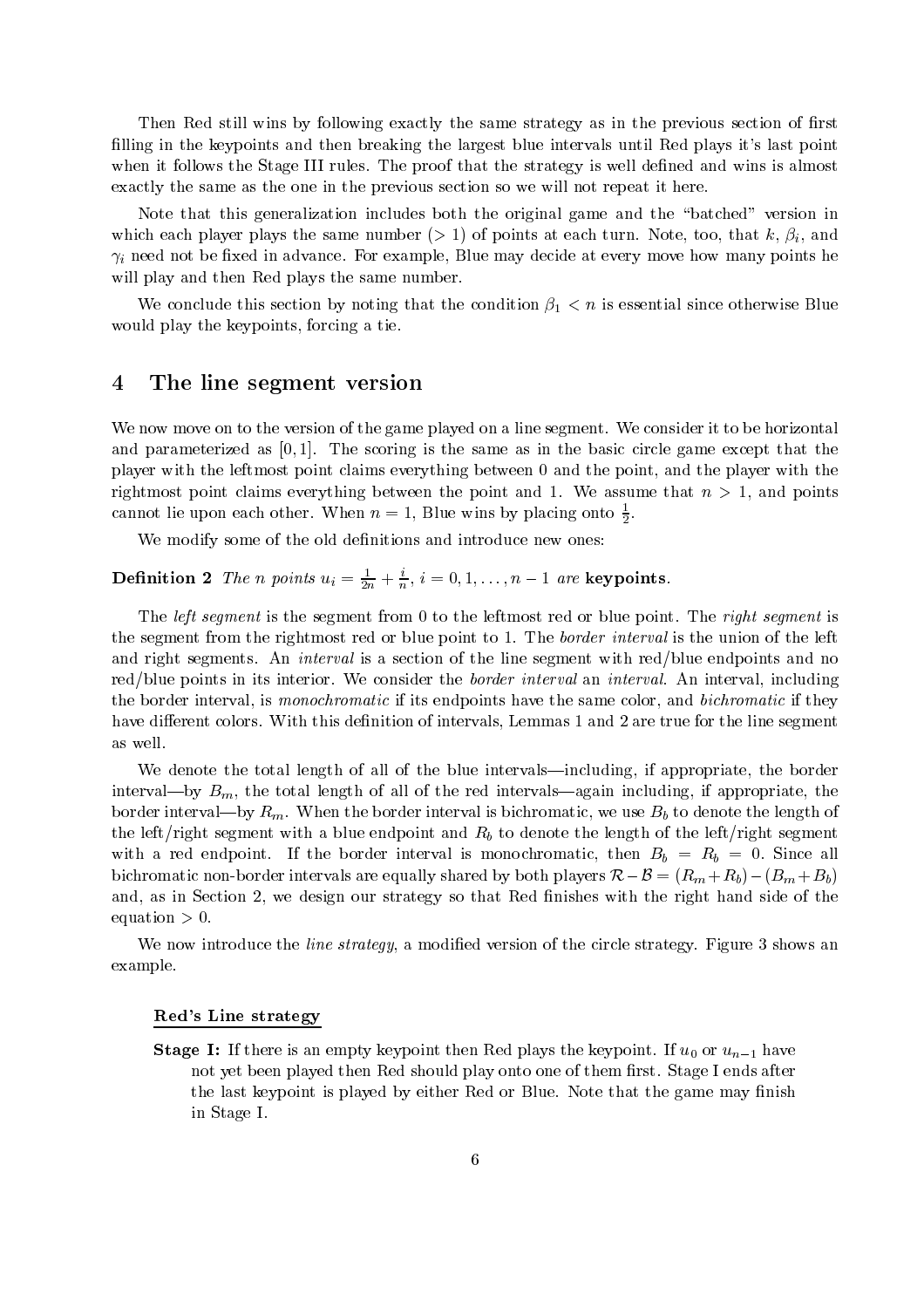Then Red still wins by following exactly the same strategy as in the previous section of first filling in the keypoints and then breaking the largest blue intervals until Red plays it's last point when it follows the Stage III rules. The proof that the strategy is well defined and wins is almost exactly the same as the one in the previous section so we will not repeat it here.

Note that this generalization includes both the original game and the "batched" version in which each player plays the same number ($> 1$) of points at each turn. Note, too, that $k$, $\beta_i$, and $\gamma_i$ need not be fixed in advance. For example, Blue may decide at every move how many points he will play and then Red plays the same number.

We conclude this section by noting that the condition $\beta_1 < n$ is essential since otherwise Blue would play the keypoints, forcing a tie.

## 4 The line segment version

We now move on to the version of the game played on a line segment. We consider it to be horizontal and parameterized as $[0, 1]$. The scoring is the same as in the basic circle game except that the player with the leftmost point claims everything between 0 and the point, and the player with the rightmost point claims everything between the point and 1. We assume that $n > 1$, and points cannot lie upon each other. When $n = 1$, Blue wins by placing onto $\frac{1}{2}$.

We modify some of the old definitions and introduce new ones:

**Definition 2** *The $n$ points $u_i = \frac{1}{2n} + \frac{i}{n}$, $i = 0, 1, \ldots, n-1$ are* **keypoints**.

The *left segment* is the segment from 0 to the leftmost red or blue point. The *right segment* is the segment from the rightmost red or blue point to 1. The *border interval* is the union of the left and right segments. An *interval* is a section of the line segment with red/blue endpoints and no red/blue points in its interior. We consider the *border interval* an *interval*. An interval, including the border interval, is *monochromatic* if its endpoints have the same color, and *bichromatic* if they have different colors. With this definition of intervals, Lemmas 1 and 2 are true for the line segment as well.

We denote the total length of all of the blue intervals—including, if appropriate, the border interval—by $B_m$, the total length of all of the red intervals—again including, if appropriate, the border interval—by $R_m$. When the border interval is bichromatic, we use $B_b$ to denote the length of the left/right segment with a blue endpoint and $R_b$ to denote the length of the left/right segment with a red endpoint. If the border interval is monochromatic, then $B_b = R_b = 0$. Since all bichromatic non-border intervals are equally shared by both players $\mathcal{R} - \mathcal{B} = (R_m + R_b) - (B_m + B_b)$ and, as in Section 2, we design our strategy so that Red finishes with the right hand side of the equation $> 0$.

We now introduce the *line strategy*, a modified version of the circle strategy. Figure 3 shows an example.

**Red's Line strategy**

**Stage I:** If there is an empty keypoint then Red plays the keypoint. If $u_0$ or $u_{n-1}$ have not yet been played then Red should play onto one of them first. Stage I ends after the last keypoint is played by either Red or Blue. Note that the game may finish in Stage I.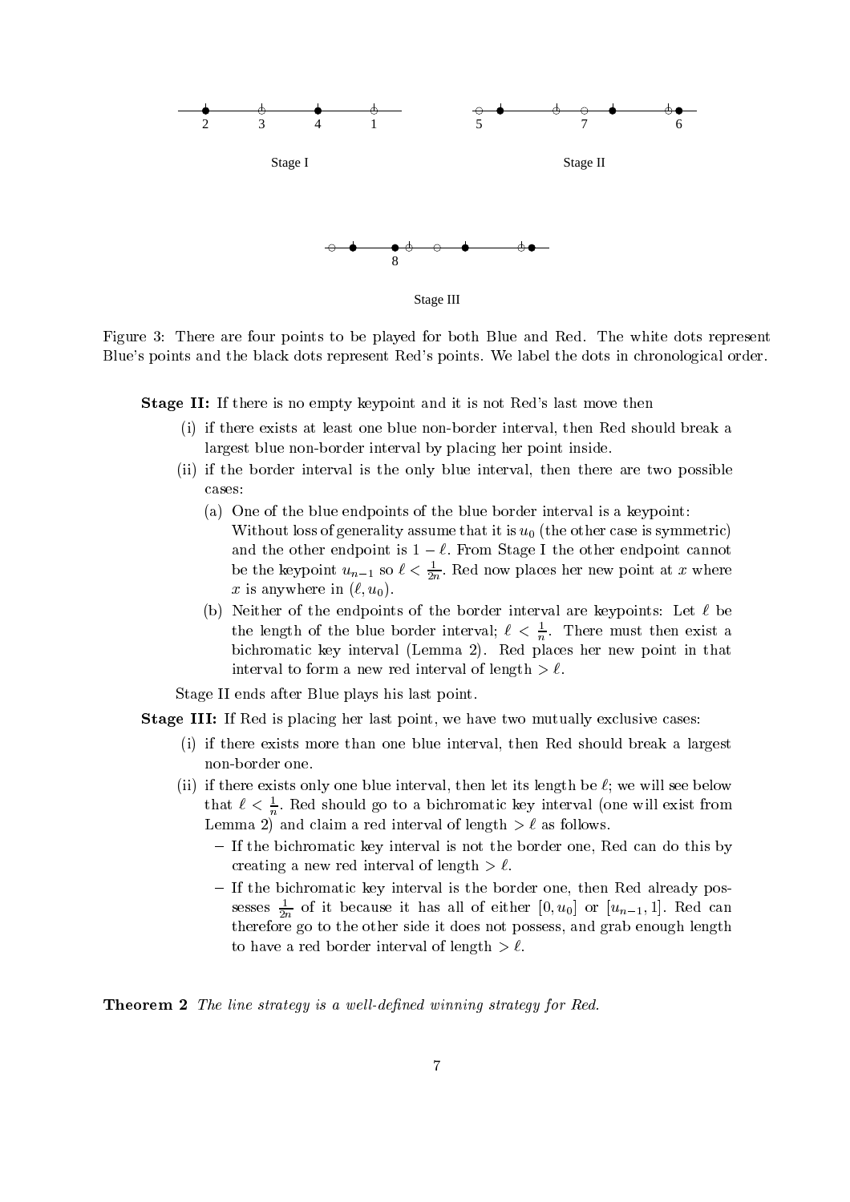Figure 3: There are four points to be played for both Blue and Red. The white dots represent Blue's points and the black dots represent Red's points. We label the dots in chronological order.

**Stage II:** If there is no empty keypoint and it is not Red's last move then

(i) if there exists at least one blue non-border interval, then Red should break a largest blue non-border interval by placing her point inside.

(ii) if the border interval is the only blue interval, then there are two possible cases:

(a) One of the blue endpoints of the blue border interval is a keypoint: Without loss of generality assume that it is $u_0$ (the other case is symmetric) and the other endpoint is $1 - \ell$. From Stage I the other endpoint cannot be the keypoint $u_{n-1}$ so $\ell < \frac{1}{2n}$. Red now places her new point at $x$ where $x$ is anywhere in $(\ell, u_0)$.

(b) Neither of the endpoints of the border interval are keypoints: Let $\ell$ be the length of the blue border interval; $\ell < \frac{1}{n}$. There must then exist a bichromatic key interval (Lemma 2). Red places her new point in that interval to form a new red interval of length $> \ell$.

Stage II ends after Blue plays his last point.

**Stage III:** If Red is placing her last point, we have two mutually exclusive cases:

(i) if there exists more than one blue interval, then Red should break a largest non-border one.

(ii) if there exists only one blue interval, then let its length be $\ell$; we will see below that $\ell < \frac{1}{n}$. Red should go to a bichromatic key interval (one will exist from Lemma 2) and claim a red interval of length $> \ell$ as follows.

- If the bichromatic key interval is not the border one, Red can do this by creating a new red interval of length $> \ell$.
- If the bichromatic key interval is the border one, then Red already possesses $\frac{1}{2n}$ of it because it has all of either $[0, u_0]$ or $[u_{n-1}, 1]$. Red can therefore go to the other side it does not possess, and grab enough length to have a red border interval of length $> \ell$.

**Theorem 2** *The line strategy is a well-defined winning strategy for Red.*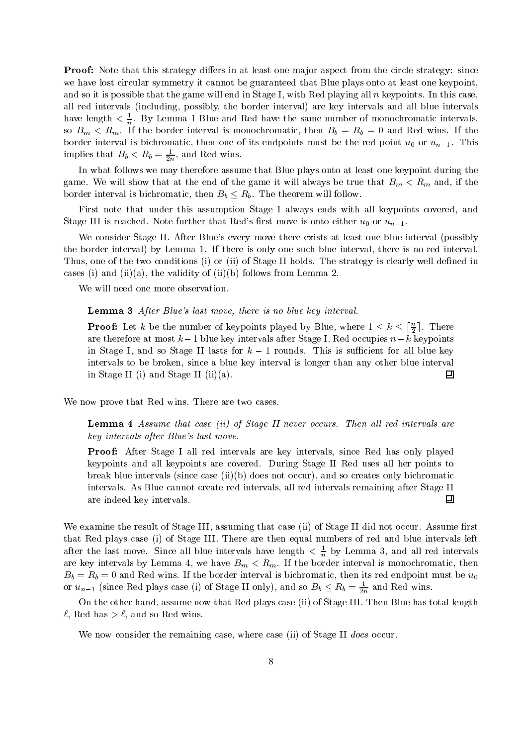**Proof:** Note that this strategy differs in at least one major aspect from the circle strategy: since we have lost circular symmetry it cannot be guaranteed that Blue plays onto at least one keypoint, and so it is possible that the game will end in Stage I, with Red playing all $n$ keypoints. In this case, all red intervals (including, possibly, the border interval) are key intervals and all blue intervals have length $< \frac{1}{n}$. By Lemma 1 Blue and Red have the same number of monochromatic intervals, so $B_m < R_m$. If the border interval is monochromatic, then $B_b = R_b = 0$ and Red wins. If the border interval is bichromatic, then one of its endpoints must be the red point $u_0$ or $u_{n-1}$. This implies that $B_b < R_b = \frac{1}{2n}$, and Red wins.

In what follows we may therefore assume that Blue plays onto at least one keypoint during the game. We will show that at the end of the game it will always be true that $B_m < R_m$ and, if the border interval is bichromatic, then $B_b \leq R_b$. The theorem will follow.

First note that under this assumption Stage I always ends with all keypoints covered, and Stage III is reached. Note further that Red's first move is onto either $u_0$ or $u_{n-1}$.

We consider Stage II. After Blue's every move there exists at least one blue interval (possibly the border interval) by Lemma 1. If there is only one such blue interval, there is no red interval. Thus, one of the two conditions (i) or (ii) of Stage II holds. The strategy is clearly well defined in cases (i) and (ii)(a), the validity of (ii)(b) follows from Lemma 2.

We will need one more observation.

> **Lemma 3** *After Blue's last move, there is no blue key interval.*
>
> **Proof:** Let $k$ be the number of keypoints played by Blue, where $1 \leq k \leq \lceil \frac{n}{2} \rceil$. There are therefore at most $k-1$ blue key intervals after Stage I. Red occupies $n-k$ keypoints in Stage I, and so Stage II lasts for $k-1$ rounds. This is sufficient for all blue key intervals to be broken, since a blue key interval is longer than any other blue interval in Stage II (i) and Stage II (ii)(a). □

We now prove that Red wins. There are two cases.

> **Lemma 4** *Assume that case (ii) of Stage II never occurs. Then all red intervals are key intervals after Blue's last move.*
>
> **Proof:** After Stage I all red intervals are key intervals, since Red has only played keypoints and all keypoints are covered. During Stage II Red uses all her points to break blue intervals (since case (ii)(b) does not occur), and so creates only bichromatic intervals. As Blue cannot create red intervals, all red intervals remaining after Stage II are indeed key intervals. □

We examine the result of Stage III, assuming that case (ii) of Stage II did not occur. Assume first that Red plays case (i) of Stage III. There are then equal numbers of red and blue intervals left after the last move. Since all blue intervals have length $< \frac{1}{n}$ by Lemma 3, and all red intervals are key intervals by Lemma 4, we have $B_m < R_m$. If the border interval is monochromatic, then $B_b = R_b = 0$ and Red wins. If the border interval is bichromatic, then its red endpoint must be $u_0$ or $u_{n-1}$ (since Red plays case (i) of Stage II only), and so $B_b \leq R_b = \frac{1}{2n}$ and Red wins.

On the other hand, assume now that Red plays case (ii) of Stage III. Then Blue has total length $\ell$, Red has $> \ell$, and so Red wins.

We now consider the remaining case, where case (ii) of Stage II *does* occur.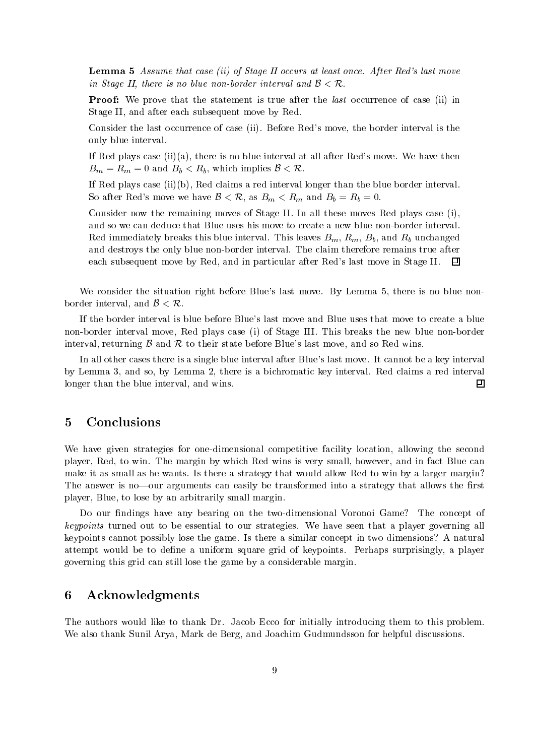**Lemma 5** *Assume that case (ii) of Stage II occurs at least once. After Red's last move in Stage II, there is no blue non-border interval and $\mathcal{B} < \mathcal{R}$.*

**Proof:** We prove that the statement is true after the *last* occurrence of case (ii) in Stage II, and after each subsequent move by Red.

Consider the last occurrence of case (ii). Before Red's move, the border interval is the only blue interval.

If Red plays case (ii)(a), there is no blue interval at all after Red's move. We have then $B_m = R_m = 0$ and $B_b < R_b$, which implies $\mathcal{B} < \mathcal{R}$.

If Red plays case (ii)(b), Red claims a red interval longer than the blue border interval. So after Red's move we have $\mathcal{B} < \mathcal{R}$, as $B_m < R_m$ and $B_b = R_b = 0$.

Consider now the remaining moves of Stage II. In all these moves Red plays case (i), and so we can deduce that Blue uses his move to create a new blue non-border interval. Red immediately breaks this blue interval. This leaves $B_m$, $R_m$, $B_b$, and $R_b$ unchanged and destroys the only blue non-border interval. The claim therefore remains true after each subsequent move by Red, and in particular after Red's last move in Stage II. ◻

We consider the situation right before Blue's last move. By Lemma 5, there is no blue non-border interval, and $\mathcal{B} < \mathcal{R}$.

If the border interval is blue before Blue's last move and Blue uses that move to create a blue non-border interval move, Red plays case (i) of Stage III. This breaks the new blue non-border interval, returning $\mathcal{B}$ and $\mathcal{R}$ to their state before Blue's last move, and so Red wins.

In all other cases there is a single blue interval after Blue's last move. It cannot be a key interval by Lemma 3, and so, by Lemma 2, there is a bichromatic key interval. Red claims a red interval longer than the blue interval, and wins. ◻

## 5 Conclusions

We have given strategies for one-dimensional competitive facility location, allowing the second player, Red, to win. The margin by which Red wins is very small, however, and in fact Blue can make it as small as he wants. Is there a strategy that would allow Red to win by a larger margin? The answer is no—our arguments can easily be transformed into a strategy that allows the first player, Blue, to lose by an arbitrarily small margin.

Do our findings have any bearing on the two-dimensional Voronoi Game? The concept of *keypoints* turned out to be essential to our strategies. We have seen that a player governing all keypoints cannot possibly lose the game. Is there a similar concept in two dimensions? A natural attempt would be to define a uniform square grid of keypoints. Perhaps surprisingly, a player governing this grid can still lose the game by a considerable margin.

## 6 Acknowledgments

The authors would like to thank Dr. Jacob Ecco for initially introducing them to this problem. We also thank Sunil Arya, Mark de Berg, and Joachim Gudmundsson for helpful discussions.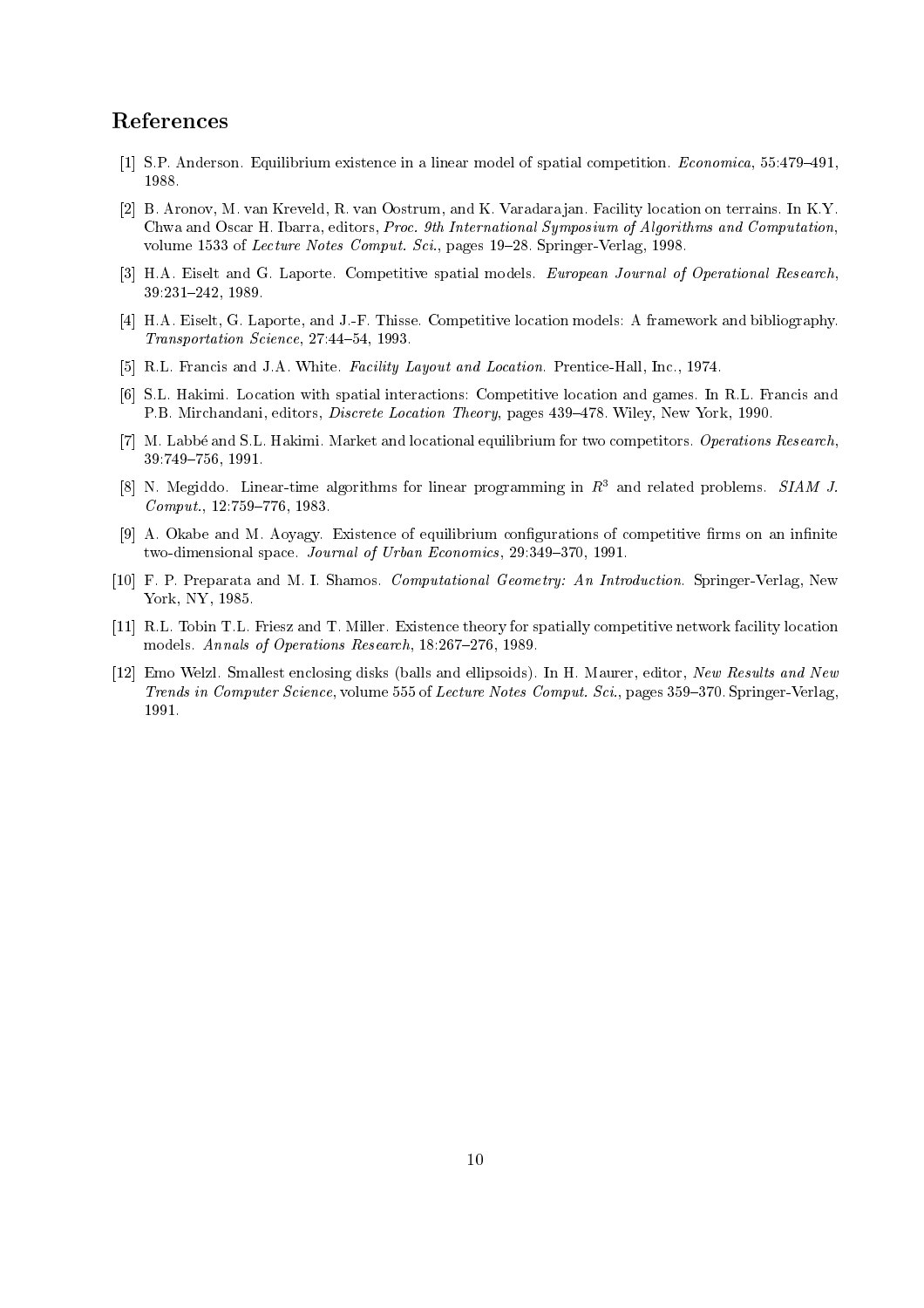## References

[1] S.P. Anderson. Equilibrium existence in a linear model of spatial competition. *Economica*, 55:479–491, 1988.

[2] B. Aronov, M. van Kreveld, R. van Oostrum, and K. Varadarajan. Facility location on terrains. In K.Y. Chwa and Oscar H. Ibarra, editors, *Proc. 9th International Symposium of Algorithms and Computation*, volume 1533 of *Lecture Notes Comput. Sci.*, pages 19–28. Springer-Verlag, 1998.

[3] H.A. Eiselt and G. Laporte. Competitive spatial models. *European Journal of Operational Research*, 39:231–242, 1989.

[4] H.A. Eiselt, G. Laporte, and J.-F. Thisse. Competitive location models: A framework and bibliography. *Transportation Science*, 27:44–54, 1993.

[5] R.L. Francis and J.A. White. *Facility Layout and Location*. Prentice-Hall, Inc., 1974.

[6] S.L. Hakimi. Location with spatial interactions: Competitive location and games. In R.L. Francis and P.B. Mirchandani, editors, *Discrete Location Theory*, pages 439–478. Wiley, New York, 1990.

[7] M. Labbé and S.L. Hakimi. Market and locational equilibrium for two competitors. *Operations Research*, 39:749–756, 1991.

[8] N. Megiddo. Linear-time algorithms for linear programming in $R^3$ and related problems. *SIAM J. Comput.*, 12:759–776, 1983.

[9] A. Okabe and M. Aoyagy. Existence of equilibrium configurations of competitive firms on an infinite two-dimensional space. *Journal of Urban Economics*, 29:349–370, 1991.

[10] F. P. Preparata and M. I. Shamos. *Computational Geometry: An Introduction*. Springer-Verlag, New York, NY, 1985.

[11] R.L. Tobin T.L. Friesz and T. Miller. Existence theory for spatially competitive network facility location models. *Annals of Operations Research*, 18:267–276, 1989.

[12] Emo Welzl. Smallest enclosing disks (balls and ellipsoids). In H. Maurer, editor, *New Results and New Trends in Computer Science*, volume 555 of *Lecture Notes Comput. Sci.*, pages 359–370. Springer-Verlag, 1991.